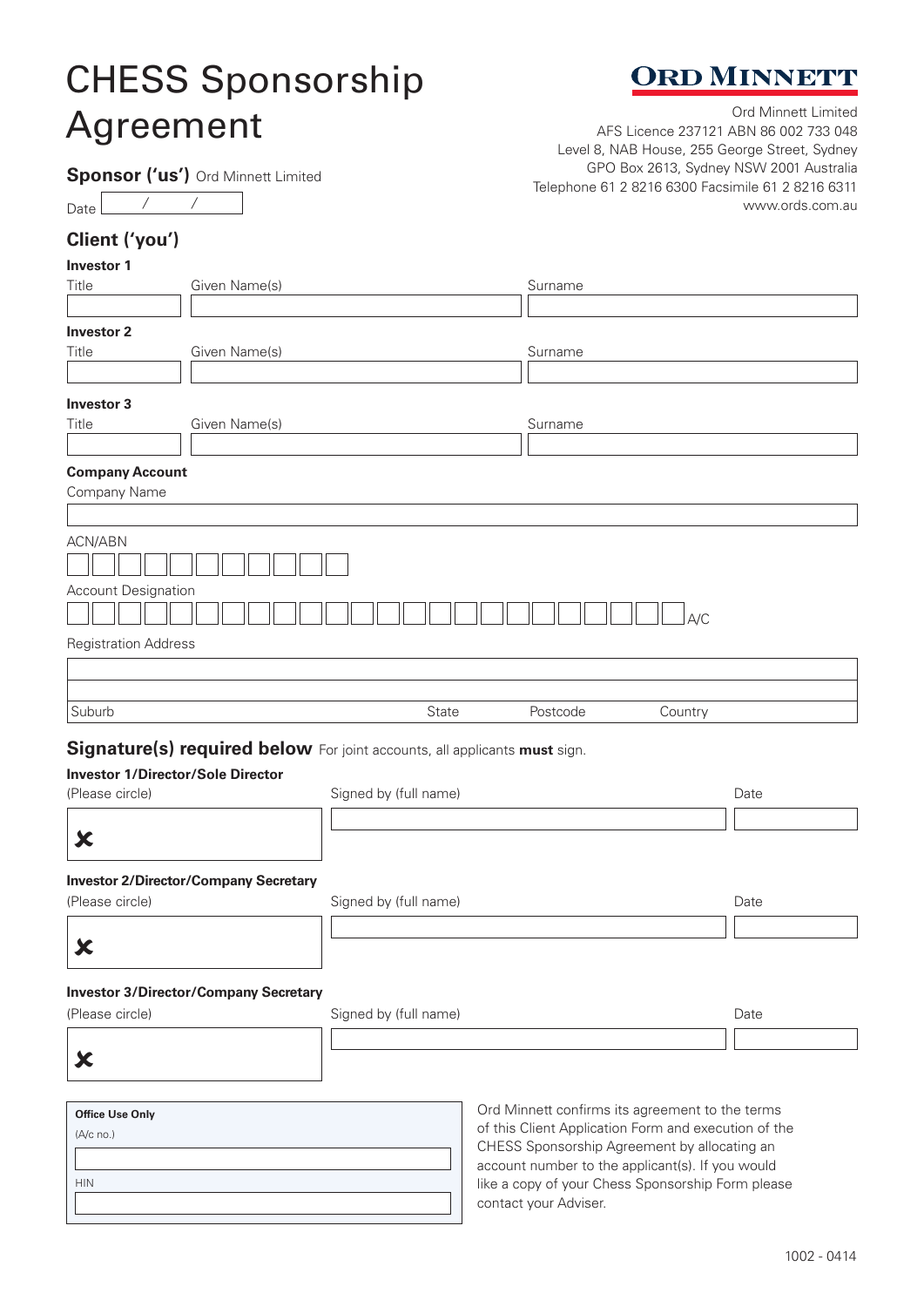# CHESS Sponsorship Agreement

**ORD MINNETT**

Ord Minnett Limited
AFS Licence 237121 ABN 86 002 733 048
Level 8, NAB House, 255 George Street, Sydney
GPO Box 2613, Sydney NSW 2001 Australia
Telephone 61 2 8216 6300 Facsimile 61 2 8216 6311
www.ords.com.au

**Sponsor ('us')** Ord Minnett Limited

Date &nbsp;&nbsp;&nbsp; / &nbsp;&nbsp;&nbsp; /

## Client ('you')

**Investor 1**

| Title | Given Name(s) | Surname |
|---|---|---|
| | | |

**Investor 2**

| Title | Given Name(s) | Surname |
|---|---|---|
| | | |

**Investor 3**

| Title | Given Name(s) | Surname |
|---|---|---|
| | | |

**Company Account**

Company Name

ACN/ABN

Account Designation

A/C

Registration Address

| Suburb | State | Postcode | Country |
|---|---|---|---|
| | | | |

## Signature(s) required below

For joint accounts, all applicants **must** sign.

**Investor 1/Director/Sole Director**

| (Please circle) | Signed by (full name) | Date |
|---|---|---|
| ✘ | | |

**Investor 2/Director/Company Secretary**

| (Please circle) | Signed by (full name) | Date |
|---|---|---|
| ✘ | | |

**Investor 3/Director/Company Secretary**

| (Please circle) | Signed by (full name) | Date |
|---|---|---|
| ✘ | | |

**Office Use Only**

(A/c no.)

HIN

Ord Minnett confirms its agreement to the terms of this Client Application Form and execution of the CHESS Sponsorship Agreement by allocating an account number to the applicant(s). If you would like a copy of your Chess Sponsorship Form please contact your Adviser.

1002 - 0414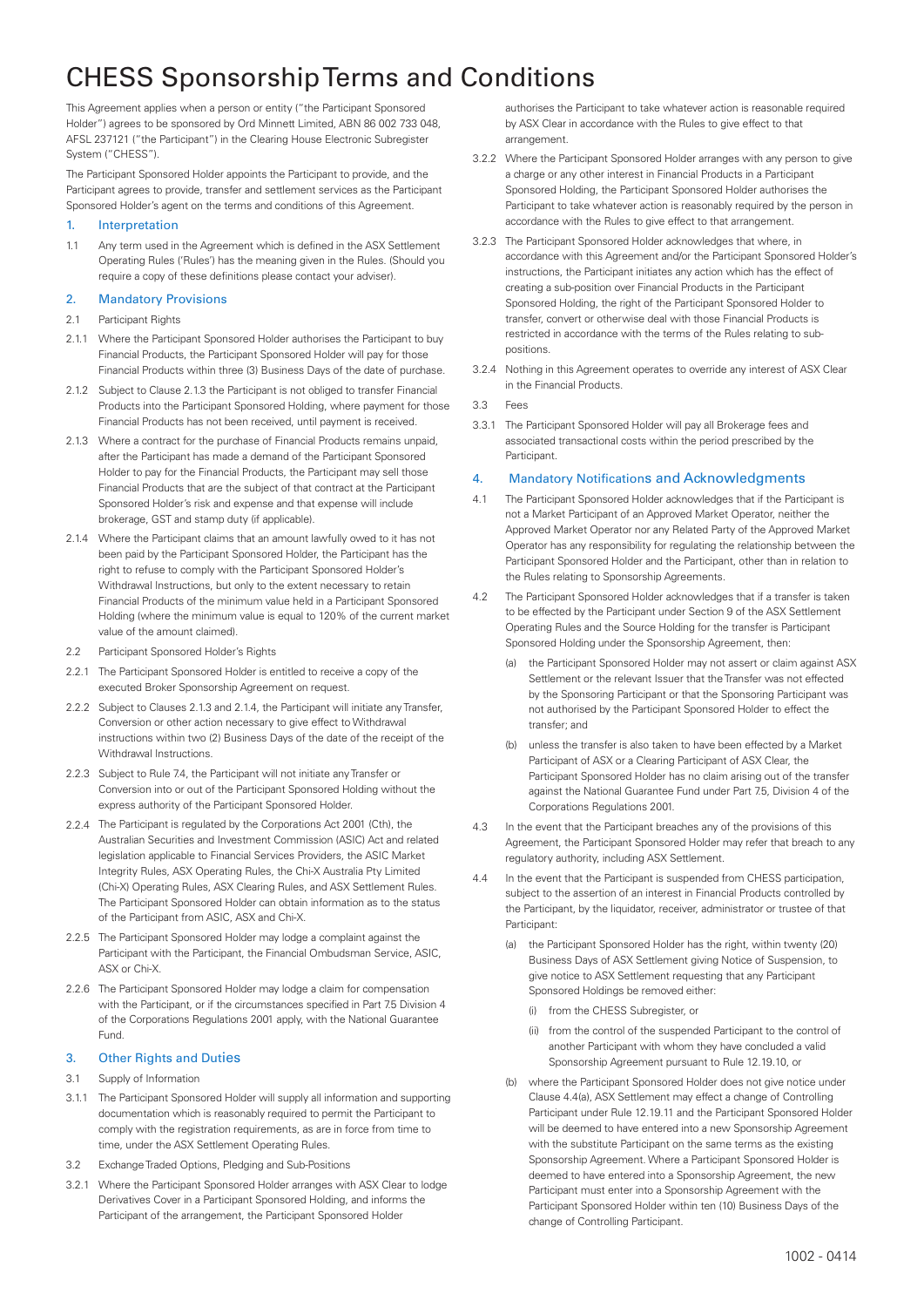# CHESS Sponsorship Terms and Conditions

This Agreement applies when a person or entity ("the Participant Sponsored Holder") agrees to be sponsored by Ord Minnett Limited, ABN 86 002 733 048, AFSL 237121 ("the Participant") in the Clearing House Electronic Subregister System ("CHESS").

The Participant Sponsored Holder appoints the Participant to provide, and the Participant agrees to provide, transfer and settlement services as the Participant Sponsored Holder's agent on the terms and conditions of this Agreement.

## 1. Interpretation

1.1 Any term used in the Agreement which is defined in the ASX Settlement Operating Rules ('Rules') has the meaning given in the Rules. (Should you require a copy of these definitions please contact your adviser).

## 2. Mandatory Provisions

2.1 Participant Rights

2.1.1 Where the Participant Sponsored Holder authorises the Participant to buy Financial Products, the Participant Sponsored Holder will pay for those Financial Products within three (3) Business Days of the date of purchase.

2.1.2 Subject to Clause 2.1.3 the Participant is not obliged to transfer Financial Products into the Participant Sponsored Holding, where payment for those Financial Products has not been received, until payment is received.

2.1.3 Where a contract for the purchase of Financial Products remains unpaid, after the Participant has made a demand of the Participant Sponsored Holder to pay for the Financial Products, the Participant may sell those Financial Products that are the subject of that contract at the Participant Sponsored Holder's risk and expense and that expense will include brokerage, GST and stamp duty (if applicable).

2.1.4 Where the Participant claims that an amount lawfully owed to it has not been paid by the Participant Sponsored Holder, the Participant has the right to refuse to comply with the Participant Sponsored Holder's Withdrawal Instructions, but only to the extent necessary to retain Financial Products of the minimum value held in a Participant Sponsored Holding (where the minimum value is equal to 120% of the current market value of the amount claimed).

2.2 Participant Sponsored Holder's Rights

2.2.1 The Participant Sponsored Holder is entitled to receive a copy of the executed Broker Sponsorship Agreement on request.

2.2.2 Subject to Clauses 2.1.3 and 2.1.4, the Participant will initiate any Transfer, Conversion or other action necessary to give effect to Withdrawal instructions within two (2) Business Days of the date of the receipt of the Withdrawal Instructions.

2.2.3 Subject to Rule 7.4, the Participant will not initiate any Transfer or Conversion into or out of the Participant Sponsored Holding without the express authority of the Participant Sponsored Holder.

2.2.4 The Participant is regulated by the Corporations Act 2001 (Cth), the Australian Securities and Investment Commission (ASIC) Act and related legislation applicable to Financial Services Providers, the ASIC Market Integrity Rules, ASX Operating Rules, the Chi-X Australia Pty Limited (Chi-X) Operating Rules, ASX Clearing Rules, and ASX Settlement Rules. The Participant Sponsored Holder can obtain information as to the status of the Participant from ASIC, ASX and Chi-X.

2.2.5 The Participant Sponsored Holder may lodge a complaint against the Participant with the Participant, the Financial Ombudsman Service, ASIC, ASX or Chi-X.

2.2.6 The Participant Sponsored Holder may lodge a claim for compensation with the Participant, or if the circumstances specified in Part 7.5 Division 4 of the Corporations Regulations 2001 apply, with the National Guarantee Fund.

## 3. Other Rights and Duties

3.1 Supply of Information

3.1.1 The Participant Sponsored Holder will supply all information and supporting documentation which is reasonably required to permit the Participant to comply with the registration requirements, as are in force from time to time, under the ASX Settlement Operating Rules.

3.2 Exchange Traded Options, Pledging and Sub-Positions

3.2.1 Where the Participant Sponsored Holder arranges with ASX Clear to lodge Derivatives Cover in a Participant Sponsored Holding, and informs the Participant of the arrangement, the Participant Sponsored Holder authorises the Participant to take whatever action is reasonable required by ASX Clear in accordance with the Rules to give effect to that arrangement.

3.2.2 Where the Participant Sponsored Holder arranges with any person to give a charge or any other interest in Financial Products in a Participant Sponsored Holding, the Participant Sponsored Holder authorises the Participant to take whatever action is reasonably required by the person in accordance with the Rules to give effect to that arrangement.

3.2.3 The Participant Sponsored Holder acknowledges that where, in accordance with this Agreement and/or the Participant Sponsored Holder's instructions, the Participant initiates any action which has the effect of creating a sub-position over Financial Products in the Participant Sponsored Holding, the right of the Participant Sponsored Holder to transfer, convert or otherwise deal with those Financial Products is restricted in accordance with the terms of the Rules relating to sub-positions.

3.2.4 Nothing in this Agreement operates to override any interest of ASX Clear in the Financial Products.

3.3 Fees

3.3.1 The Participant Sponsored Holder will pay all Brokerage fees and associated transactional costs within the period prescribed by the Participant.

## 4. Mandatory Notifications and Acknowledgments

4.1 The Participant Sponsored Holder acknowledges that if the Participant is not a Market Participant of an Approved Market Operator, neither the Approved Market Operator nor any Related Party of the Approved Market Operator has any responsibility for regulating the relationship between the Participant Sponsored Holder and the Participant, other than in relation to the Rules relating to Sponsorship Agreements.

4.2 The Participant Sponsored Holder acknowledges that if a transfer is taken to be effected by the Participant under Section 9 of the ASX Settlement Operating Rules and the Source Holding for the transfer is Participant Sponsored Holding under the Sponsorship Agreement, then:

(a) the Participant Sponsored Holder may not assert or claim against ASX Settlement or the relevant Issuer that the Transfer was not effected by the Sponsoring Participant or that the Sponsoring Participant was not authorised by the Participant Sponsored Holder to effect the transfer; and

(b) unless the transfer is also taken to have been effected by a Market Participant of ASX or a Clearing Participant of ASX Clear, the Participant Sponsored Holder has no claim arising out of the transfer against the National Guarantee Fund under Part 7.5, Division 4 of the Corporations Regulations 2001.

4.3 In the event that the Participant breaches any of the provisions of this Agreement, the Participant Sponsored Holder may refer that breach to any regulatory authority, including ASX Settlement.

4.4 In the event that the Participant is suspended from CHESS participation, subject to the assertion of an interest in Financial Products controlled by the Participant, by the liquidator, receiver, administrator or trustee of that Participant:

(a) the Participant Sponsored Holder has the right, within twenty (20) Business Days of ASX Settlement giving Notice of Suspension, to give notice to ASX Settlement requesting that any Participant Sponsored Holdings be removed either:

(i) from the CHESS Subregister, or

(ii) from the control of the suspended Participant to the control of another Participant with whom they have concluded a valid Sponsorship Agreement pursuant to Rule 12.19.10, or

(b) where the Participant Sponsored Holder does not give notice under Clause 4.4(a), ASX Settlement may effect a change of Controlling Participant under Rule 12.19.11 and the Participant Sponsored Holder will be deemed to have entered into a new Sponsorship Agreement with the substitute Participant on the same terms as the existing Sponsorship Agreement. Where a Participant Sponsored Holder is deemed to have entered into a Sponsorship Agreement, the new Participant must enter into a Sponsorship Agreement with the Participant Sponsored Holder within ten (10) Business Days of the change of Controlling Participant.

1002 - 0414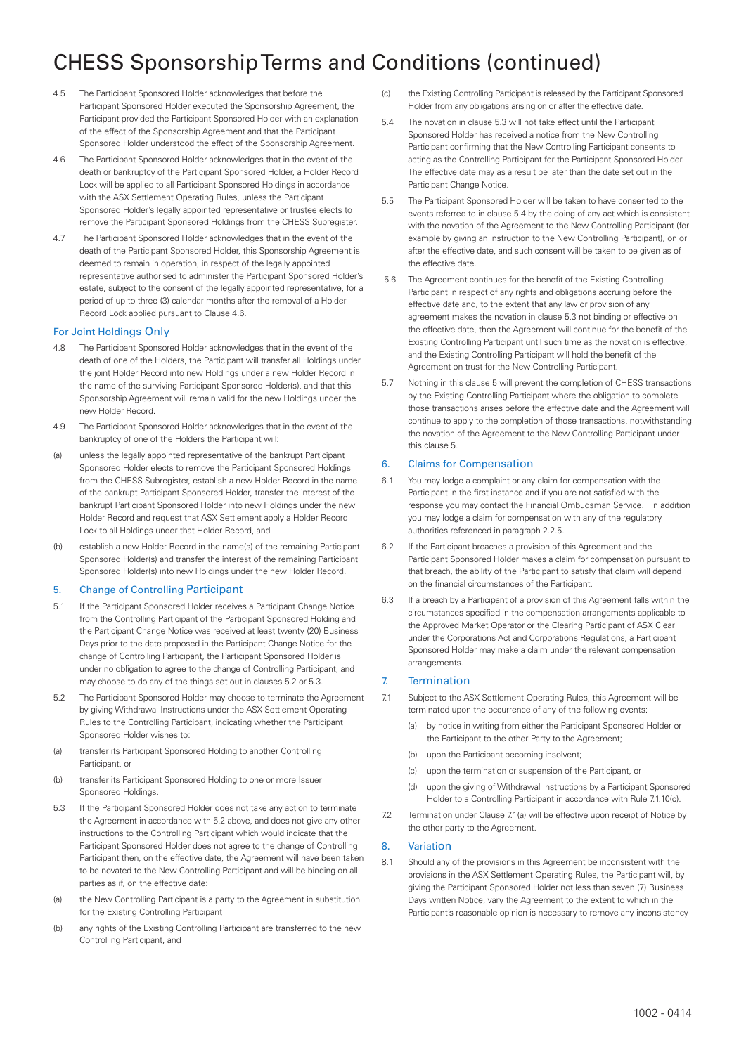// CHESS Sponsorship Terms and Conditions (continued)

# CHESS Sponsorship Terms and Conditions (continued)

4.5 The Participant Sponsored Holder acknowledges that before the Participant Sponsored Holder executed the Sponsorship Agreement, the Participant provided the Participant Sponsored Holder with an explanation of the effect of the Sponsorship Agreement and that the Participant Sponsored Holder understood the effect of the Sponsorship Agreement.

4.6 The Participant Sponsored Holder acknowledges that in the event of the death or bankruptcy of the Participant Sponsored Holder, a Holder Record Lock will be applied to all Participant Sponsored Holdings in accordance with the ASX Settlement Operating Rules, unless the Participant Sponsored Holder's legally appointed representative or trustee elects to remove the Participant Sponsored Holdings from the CHESS Subregister.

4.7 The Participant Sponsored Holder acknowledges that in the event of the death of the Participant Sponsored Holder, this Sponsorship Agreement is deemed to remain in operation, in respect of the legally appointed representative authorised to administer the Participant Sponsored Holder's estate, subject to the consent of the legally appointed representative, for a period of up to three (3) calendar months after the removal of a Holder Record Lock applied pursuant to Clause 4.6.

### For Joint Holdings Only

4.8 The Participant Sponsored Holder acknowledges that in the event of the death of one of the Holders, the Participant will transfer all Holdings under the joint Holder Record into new Holdings under a new Holder Record in the name of the surviving Participant Sponsored Holder(s), and that this Sponsorship Agreement will remain valid for the new Holdings under the new Holder Record.

4.9 The Participant Sponsored Holder acknowledges that in the event of the bankruptcy of one of the Holders the Participant will:

(a) unless the legally appointed representative of the bankrupt Participant Sponsored Holder elects to remove the Participant Sponsored Holdings from the CHESS Subregister, establish a new Holder Record in the name of the bankrupt Participant Sponsored Holder, transfer the interest of the bankrupt Participant Sponsored Holder into new Holdings under the new Holder Record and request that ASX Settlement apply a Holder Record Lock to all Holdings under that Holder Record, and

(b) establish a new Holder Record in the name(s) of the remaining Participant Sponsored Holder(s) and transfer the interest of the remaining Participant Sponsored Holder(s) into new Holdings under the new Holder Record.

## 5. Change of Controlling Participant

5.1 If the Participant Sponsored Holder receives a Participant Change Notice from the Controlling Participant of the Participant Sponsored Holding and the Participant Change Notice was received at least twenty (20) Business Days prior to the date proposed in the Participant Change Notice for the change of Controlling Participant, the Participant Sponsored Holder is under no obligation to agree to the change of Controlling Participant, and may choose to do any of the things set out in clauses 5.2 or 5.3.

5.2 The Participant Sponsored Holder may choose to terminate the Agreement by giving Withdrawal Instructions under the ASX Settlement Operating Rules to the Controlling Participant, indicating whether the Participant Sponsored Holder wishes to:

(a) transfer its Participant Sponsored Holding to another Controlling Participant, or

(b) transfer its Participant Sponsored Holding to one or more Issuer Sponsored Holdings.

5.3 If the Participant Sponsored Holder does not take any action to terminate the Agreement in accordance with 5.2 above, and does not give any other instructions to the Controlling Participant which would indicate that the Participant Sponsored Holder does not agree to the change of Controlling Participant then, on the effective date, the Agreement will have been taken to be novated to the New Controlling Participant and will be binding on all parties as if, on the effective date:

(a) the New Controlling Participant is a party to the Agreement in substitution for the Existing Controlling Participant

(b) any rights of the Existing Controlling Participant are transferred to the new Controlling Participant, and

(c) the Existing Controlling Participant is released by the Participant Sponsored Holder from any obligations arising on or after the effective date.

5.4 The novation in clause 5.3 will not take effect until the Participant Sponsored Holder has received a notice from the New Controlling Participant confirming that the New Controlling Participant consents to acting as the Controlling Participant for the Participant Sponsored Holder. The effective date may as a result be later than the date set out in the Participant Change Notice.

5.5 The Participant Sponsored Holder will be taken to have consented to the events referred to in clause 5.4 by the doing of any act which is consistent with the novation of the Agreement to the New Controlling Participant (for example by giving an instruction to the New Controlling Participant), on or after the effective date, and such consent will be taken to be given as of the effective date.

5.6 The Agreement continues for the benefit of the Existing Controlling Participant in respect of any rights and obligations accruing before the effective date and, to the extent that any law or provision of any agreement makes the novation in clause 5.3 not binding or effective on the effective date, then the Agreement will continue for the benefit of the Existing Controlling Participant until such time as the novation is effective, and the Existing Controlling Participant will hold the benefit of the Agreement on trust for the New Controlling Participant.

5.7 Nothing in this clause 5 will prevent the completion of CHESS transactions by the Existing Controlling Participant where the obligation to complete those transactions arises before the effective date and the Agreement will continue to apply to the completion of those transactions, notwithstanding the novation of the Agreement to the New Controlling Participant under this clause 5.

## 6. Claims for Compensation

6.1 You may lodge a complaint or any claim for compensation with the Participant in the first instance and if you are not satisfied with the response you may contact the Financial Ombudsman Service. In addition you may lodge a claim for compensation with any of the regulatory authorities referenced in paragraph 2.2.5.

6.2 If the Participant breaches a provision of this Agreement and the Participant Sponsored Holder makes a claim for compensation pursuant to that breach, the ability of the Participant to satisfy that claim will depend on the financial circumstances of the Participant.

6.3 If a breach by a Participant of a provision of this Agreement falls within the circumstances specified in the compensation arrangements applicable to the Approved Market Operator or the Clearing Participant of ASX Clear under the Corporations Act and Corporations Regulations, a Participant Sponsored Holder may make a claim under the relevant compensation arrangements.

## 7. Termination

7.1 Subject to the ASX Settlement Operating Rules, this Agreement will be terminated upon the occurrence of any of the following events:

(a) by notice in writing from either the Participant Sponsored Holder or the Participant to the other Party to the Agreement;

(b) upon the Participant becoming insolvent;

(c) upon the termination or suspension of the Participant, or

(d) upon the giving of Withdrawal Instructions by a Participant Sponsored Holder to a Controlling Participant in accordance with Rule 7.1.10(c).

7.2 Termination under Clause 7.1(a) will be effective upon receipt of Notice by the other party to the Agreement.

## 8. Variation

8.1 Should any of the provisions in this Agreement be inconsistent with the provisions in the ASX Settlement Operating Rules, the Participant will, by giving the Participant Sponsored Holder not less than seven (7) Business Days written Notice, vary the Agreement to the extent to which in the Participant's reasonable opinion is necessary to remove any inconsistency

1002 - 0414